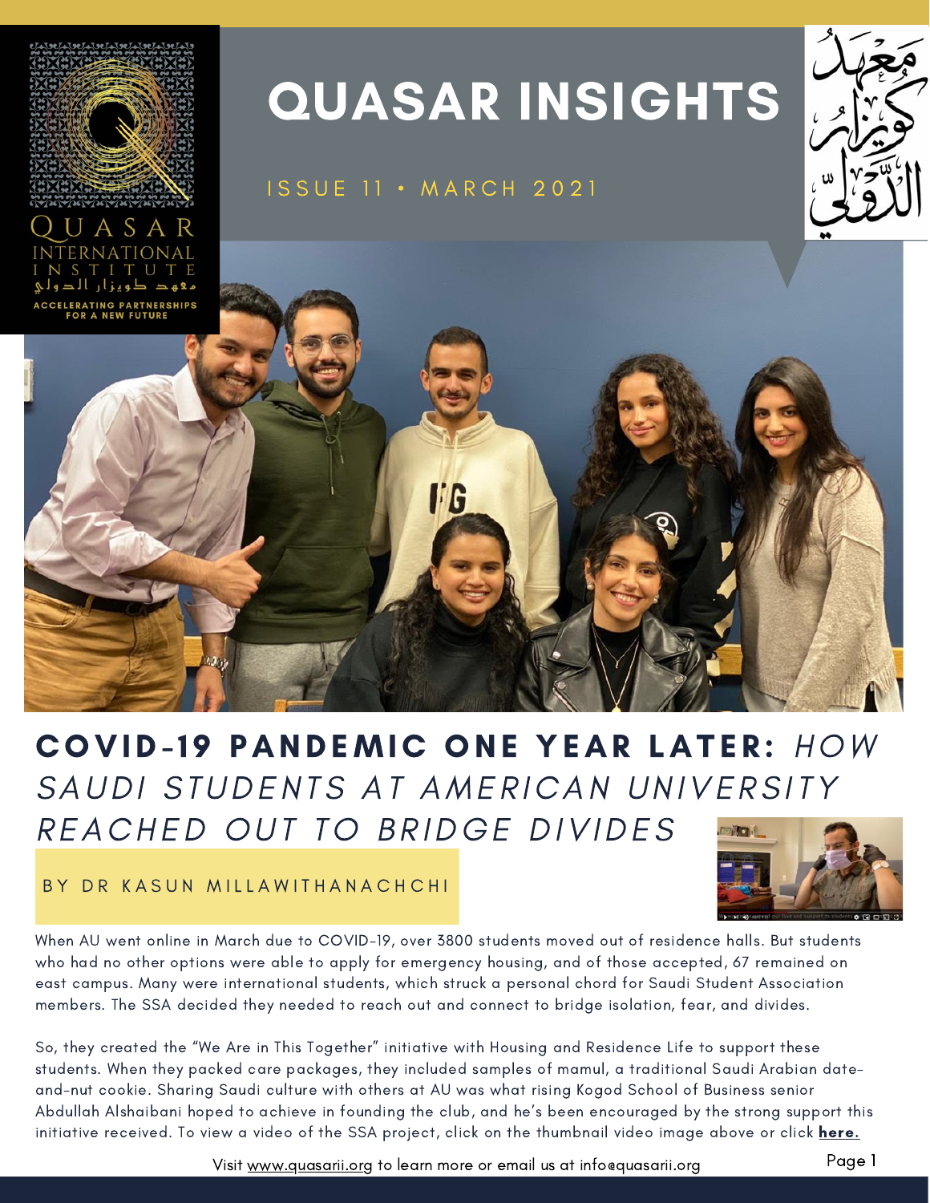# QUASAR INSIGHTS

ISSUE 11 • MARCH 2021

QUASAR INTERNATIONAL INSTITUTE

معهد كويزار الدولي

ACCELERATING PARTNERSHIPS FOR A NEW FUTURE

## COVID-19 PANDEMIC ONE YEAR LATER: *HOW SAUDI STUDENTS AT AMERICAN UNIVERSITY REACHED OUT TO BRIDGE DIVIDES*

BY DR KASUN MILLAWITHANACHCHI

When AU went online in March due to COVID-19, over 3800 students moved out of residence halls. But students who had no other options were able to apply for emergency housing, and of those accepted, 67 remained on east campus. Many were international students, which struck a personal chord for Saudi Student Association members. The SSA decided they needed to reach out and connect to bridge isolation, fear, and divides.

So, they created the "We Are in This Together" initiative with Housing and Residence Life to support these students. When they packed care packages, they included samples of mamul, a traditional Saudi Arabian date-and-nut cookie. Sharing Saudi culture with others at AU was what rising Kogod School of Business senior Abdullah Alshaibani hoped to achieve in founding the club, and he's been encouraged by the strong support this initiative received. To view a video of the SSA project, click on the thumbnail video image above or click **here.**

Visit www.quasarii.org to learn more or email us at info@quasarii.org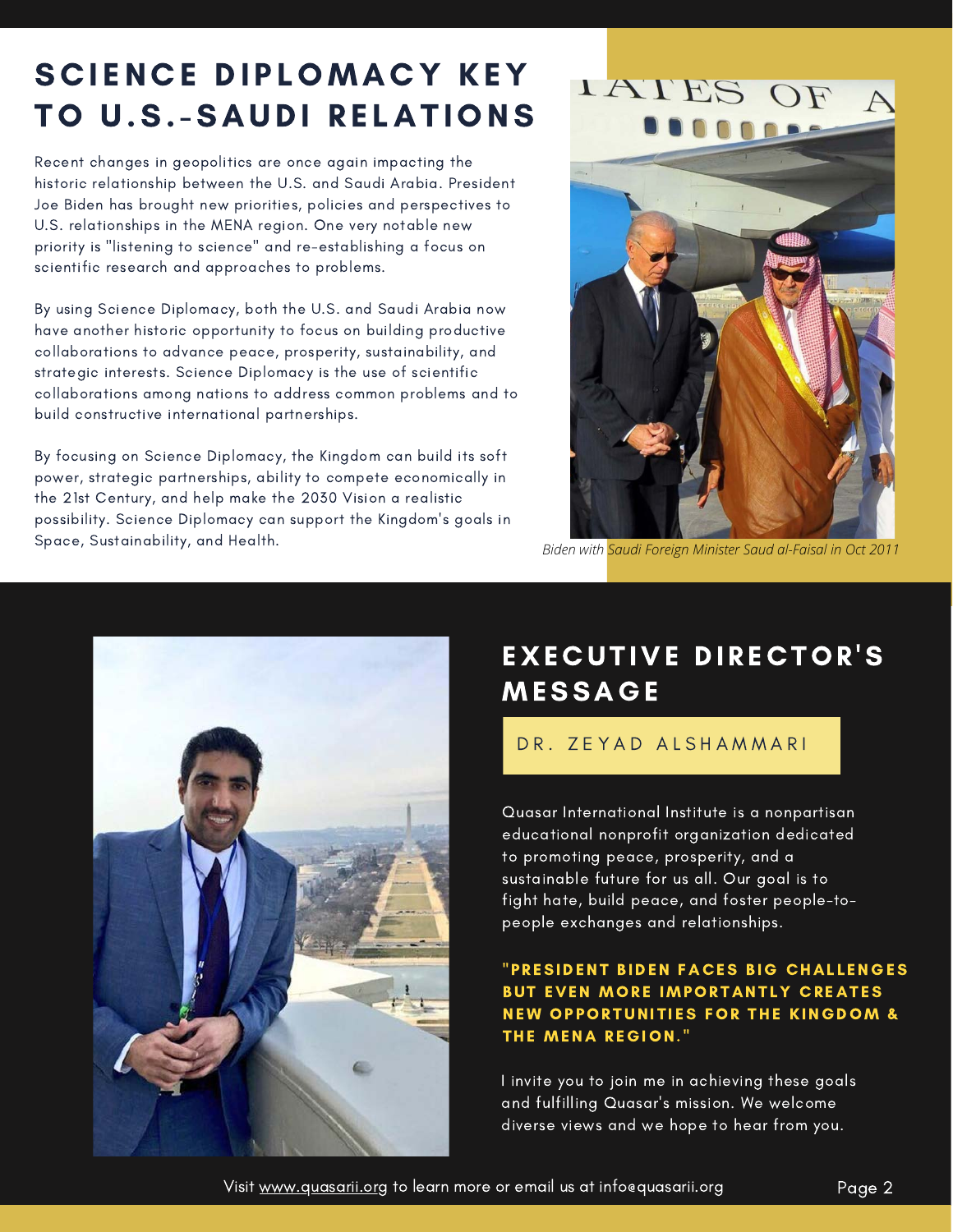# SCIENCE DIPLOMACY KEY TO U.S.-SAUDI RELATIONS

Recent changes in geopolitics are once again impacting the historic relationship between the U.S. and Saudi Arabia. President Joe Biden has brought new priorities, policies and perspectives to U.S. relationships in the MENA region. One very notable new priority is "listening to science" and re-establishing a focus on scientific research and approaches to problems.

By using Science Diplomacy, both the U.S. and Saudi Arabia now have another historic opportunity to focus on building productive collaborations to advance peace, prosperity, sustainability, and strategic interests. Science Diplomacy is the use of scientific collaborations among nations to address common problems and to build constructive international partnerships.

By focusing on Science Diplomacy, the Kingdom can build its soft power, strategic partnerships, ability to compete economically in the 21st Century, and help make the 2030 Vision a realistic possibility. Science Diplomacy can support the Kingdom's goals in Space, Sustainability, and Health.

*Biden with Saudi Foreign Minister Saud al-Faisal in Oct 2011*

# EXECUTIVE DIRECTOR'S MESSAGE

DR. ZEYAD ALSHAMMARI

Quasar International Institute is a nonpartisan educational nonprofit organization dedicated to promoting peace, prosperity, and a sustainable future for us all. Our goal is to fight hate, build peace, and foster people-to-people exchanges and relationships.

**"PRESIDENT BIDEN FACES BIG CHALLENGES BUT EVEN MORE IMPORTANTLY CREATES NEW OPPORTUNITIES FOR THE KINGDOM & THE MENA REGION."**

I invite you to join me in achieving these goals and fulfilling Quasar's mission. We welcome diverse views and we hope to hear from you.

Visit www.quasarii.org to learn more or email us at info@quasarii.org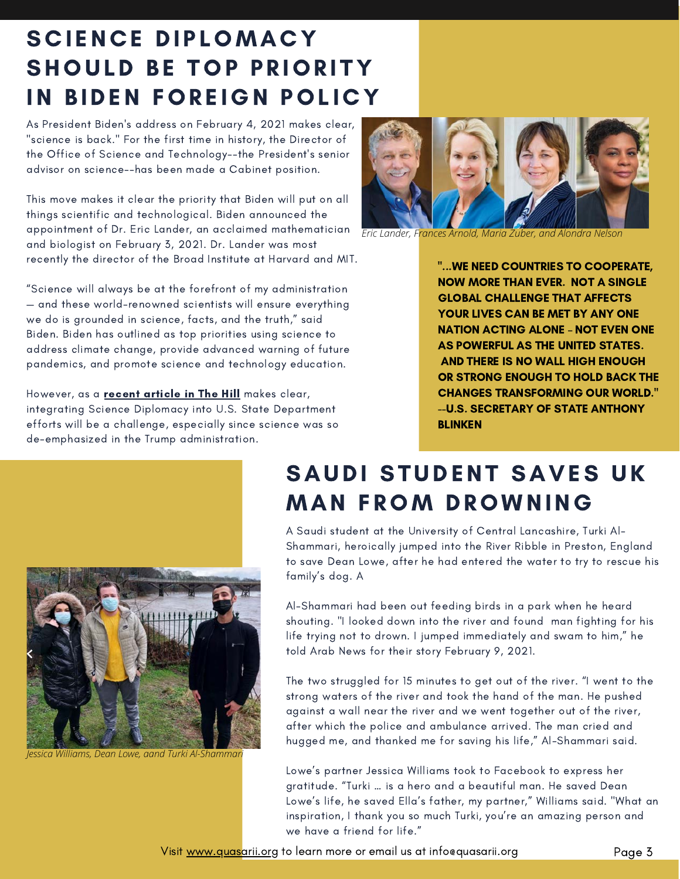# SCIENCE DIPLOMACY SHOULD BE TOP PRIORITY IN BIDEN FOREIGN POLICY

As President Biden's address on February 4, 2021 makes clear, "science is back." For the first time in history, the Director of the Office of Science and Technology--the President's senior advisor on science--has been made a Cabinet position.

This move makes it clear the priority that Biden will put on all things scientific and technological. Biden announced the appointment of Dr. Eric Lander, an acclaimed mathematician and biologist on February 3, 2021. Dr. Lander was most recently the director of the Broad Institute at Harvard and MIT.

"Science will always be at the forefront of my administration — and these world-renowned scientists will ensure everything we do is grounded in science, facts, and the truth," said Biden. Biden has outlined as top priorities using science to address climate change, provide advanced warning of future pandemics, and promote science and technology education.

However, as a **recent article in The Hill** makes clear, integrating Science Diplomacy into U.S. State Department efforts will be a challenge, especially since science was so de-emphasized in the Trump administration.

*Eric Lander, Frances Arnold, Maria Zuber, and Alondra Nelson*

**"...WE NEED COUNTRIES TO COOPERATE, NOW MORE THAN EVER. NOT A SINGLE GLOBAL CHALLENGE THAT AFFECTS YOUR LIVES CAN BE MET BY ANY ONE NATION ACTING ALONE – NOT EVEN ONE AS POWERFUL AS THE UNITED STATES. AND THERE IS NO WALL HIGH ENOUGH OR STRONG ENOUGH TO HOLD BACK THE CHANGES TRANSFORMING OUR WORLD." --U.S. SECRETARY OF STATE ANTHONY BLINKEN**

# SAUDI STUDENT SAVES UK MAN FROM DROWNING

A Saudi student at the University of Central Lancashire, Turki Al-Shammari, heroically jumped into the River Ribble in Preston, England to save Dean Lowe, after he had entered the water to try to rescue his family's dog. A

Al-Shammari had been out feeding birds in a park when he heard shouting. "I looked down into the river and found man fighting for his life trying not to drown. I jumped immediately and swam to him," he told Arab News for their story February 9, 2021.

The two struggled for 15 minutes to get out of the river. "I went to the strong waters of the river and took the hand of the man. He pushed against a wall near the river and we went together out of the river, after which the police and ambulance arrived. The man cried and hugged me, and thanked me for saving his life," Al-Shammari said.

Lowe's partner Jessica Williams took to Facebook to express her gratitude. "Turki … is a hero and a beautiful man. He saved Dean Lowe's life, he saved Ella's father, my partner," Williams said. "What an inspiration, I thank you so much Turki, you're an amazing person and we have a friend for life."

*Jessica Williams, Dean Lowe, aand Turki Al-Shammari*

Visit www.quasarii.org to learn more or email us at info@quasarii.org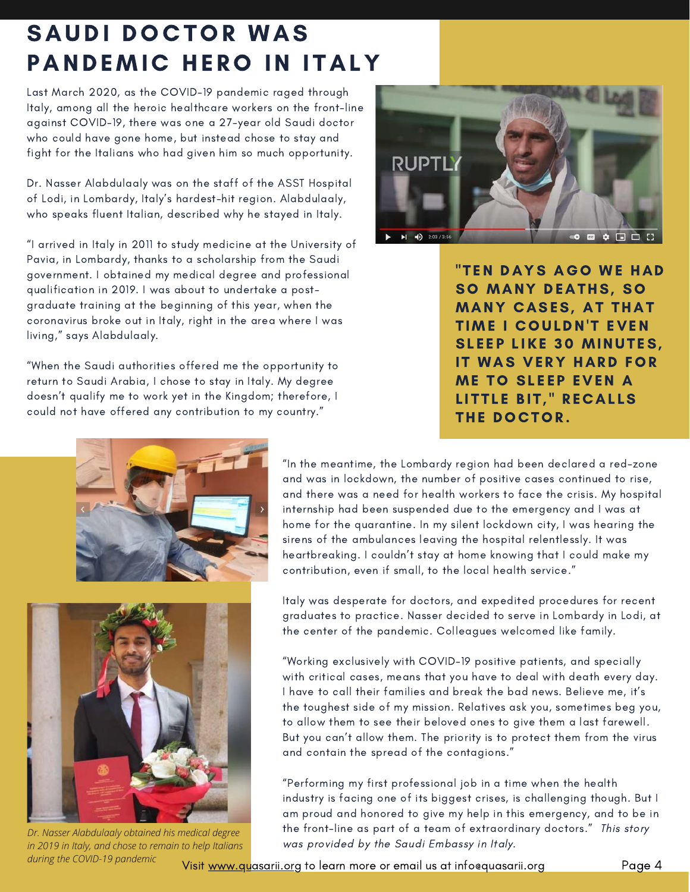# SAUDI DOCTOR WAS PANDEMIC HERO IN ITALY

Last March 2020, as the COVID-19 pandemic raged through Italy, among all the heroic healthcare workers on the front-line against COVID-19, there was one a 27-year old Saudi doctor who could have gone home, but instead chose to stay and fight for the Italians who had given him so much opportunity.

Dr. Nasser Alabdulaaly was on the staff of the ASST Hospital of Lodi, in Lombardy, Italy's hardest-hit region. Alabdulaaly, who speaks fluent Italian, described why he stayed in Italy.

"I arrived in Italy in 2011 to study medicine at the University of Pavia, in Lombardy, thanks to a scholarship from the Saudi government. I obtained my medical degree and professional qualification in 2019. I was about to undertake a post-graduate training at the beginning of this year, when the coronavirus broke out in Italy, right in the area where I was living," says Alabdulaaly.

"When the Saudi authorities offered me the opportunity to return to Saudi Arabia, I chose to stay in Italy. My degree doesn't qualify me to work yet in the Kingdom; therefore, I could not have offered any contribution to my country."

**"TEN DAYS AGO WE HAD SO MANY DEATHS, SO MANY CASES, AT THAT TIME I COULDN'T EVEN SLEEP LIKE 30 MINUTES, IT WAS VERY HARD FOR ME TO SLEEP EVEN A LITTLE BIT," RECALLS THE DOCTOR.**

"In the meantime, the Lombardy region had been declared a red-zone and was in lockdown, the number of positive cases continued to rise, and there was a need for health workers to face the crisis. My hospital internship had been suspended due to the emergency and I was at home for the quarantine. In my silent lockdown city, I was hearing the sirens of the ambulances leaving the hospital relentlessly. It was heartbreaking. I couldn't stay at home knowing that I could make my contribution, even if small, to the local health service."

Italy was desperate for doctors, and expedited procedures for recent graduates to practice. Nasser decided to serve in Lombardy in Lodi, at the center of the pandemic. Colleagues welcomed like family.

"Working exclusively with COVID-19 positive patients, and specially with critical cases, means that you have to deal with death every day. I have to call their families and break the bad news. Believe me, it's the toughest side of my mission. Relatives ask you, sometimes beg you, to allow them to see their beloved ones to give them a last farewell. But you can't allow them. The priority is to protect them from the virus and contain the spread of the contagions."

"Performing my first professional job in a time when the health industry is facing one of its biggest crises, is challenging though. But I am proud and honored to give my help in this emergency, and to be in the front-line as part of a team of extraordinary doctors." *This story was provided by the Saudi Embassy in Italy.*

*Dr. Nasser Alabdulaaly obtained his medical degree in 2019 in Italy, and chose to remain to help Italians during the COVID-19 pandemic*

Visit www.quasarii.org to learn more or email us at info@quasarii.org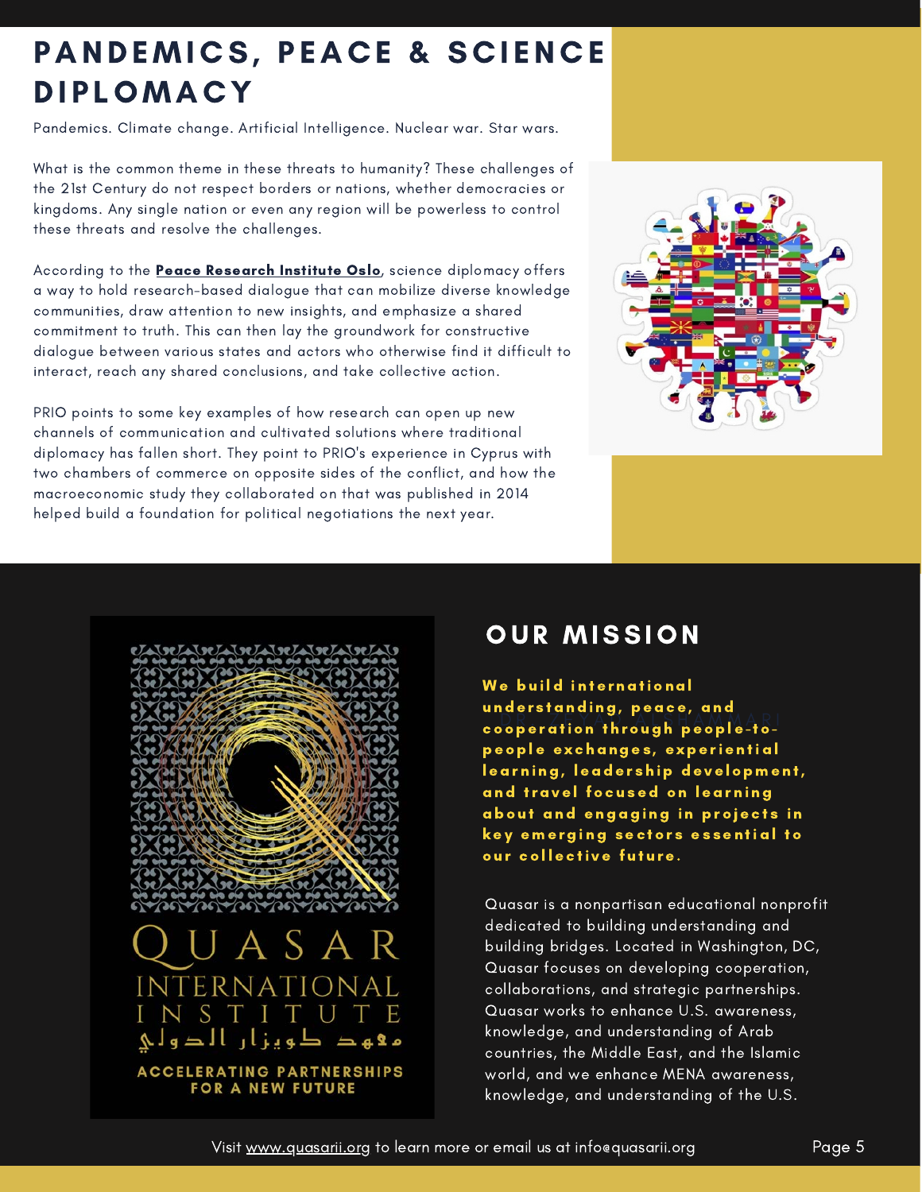# PANDEMICS, PEACE & SCIENCE DIPLOMACY

Pandemics. Climate change. Artificial Intelligence. Nuclear war. Star wars.

What is the common theme in these threats to humanity? These challenges of the 21st Century do not respect borders or nations, whether democracies or kingdoms. Any single nation or even any region will be powerless to control these threats and resolve the challenges.

According to the **Peace Research Institute Oslo**, science diplomacy offers a way to hold research-based dialogue that can mobilize diverse knowledge communities, draw attention to new insights, and emphasize a shared commitment to truth. This can then lay the groundwork for constructive dialogue between various states and actors who otherwise find it difficult to interact, reach any shared conclusions, and take collective action.

PRIO points to some key examples of how research can open up new channels of communication and cultivated solutions where traditional diplomacy has fallen short. They point to PRIO's experience in Cyprus with two chambers of commerce on opposite sides of the conflict, and how the macroeconomic study they collaborated on that was published in 2014 helped build a foundation for political negotiations the next year.

QUASAR INTERNATIONAL INSTITUTE

معهد كويزار الدولي

ACCELERATING PARTNERSHIPS FOR A NEW FUTURE

## OUR MISSION

**We build international understanding, peace, and cooperation through people-to-people exchanges, experiential learning, leadership development, and travel focused on learning about and engaging in projects in key emerging sectors essential to our collective future.**

Quasar is a nonpartisan educational nonprofit dedicated to building understanding and building bridges. Located in Washington, DC, Quasar focuses on developing cooperation, collaborations, and strategic partnerships. Quasar works to enhance U.S. awareness, knowledge, and understanding of Arab countries, the Middle East, and the Islamic world, and we enhance MENA awareness, knowledge, and understanding of the U.S.

Visit www.quasarii.org to learn more or email us at info@quasarii.org